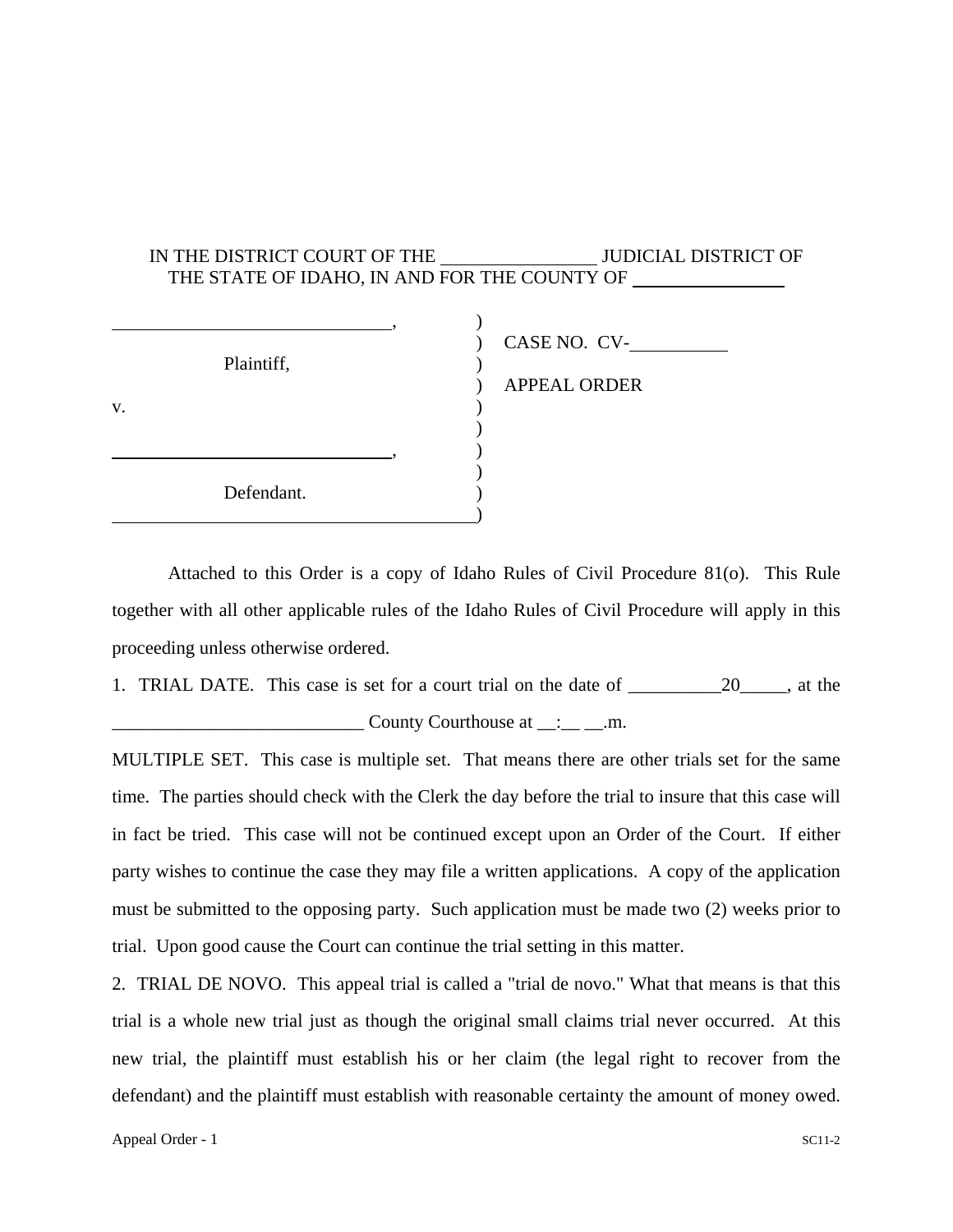IN THE DISTRICT COURT OF THE ________________ JUDICIAL DISTRICT OF THE STATE OF IDAHO, IN AND FOR THE COUNTY OF ________________

| | |
|---|---|
| ______________________________, | ) |
| | ) CASE NO. CV-__________ |
| Plaintiff, | ) |
| | ) APPEAL ORDER |
| v. | ) |
| | ) |
| ______________________________, | ) |
| | ) |
| Defendant. | ) |
| ______________________________ | ) |

Attached to this Order is a copy of Idaho Rules of Civil Procedure 81(o). This Rule together with all other applicable rules of the Idaho Rules of Civil Procedure will apply in this proceeding unless otherwise ordered.

1. TRIAL DATE. This case is set for a court trial on the date of __________20_____, at the ___________________________ County Courthouse at __:__ __.m.

MULTIPLE SET. This case is multiple set. That means there are other trials set for the same time. The parties should check with the Clerk the day before the trial to insure that this case will in fact be tried. This case will not be continued except upon an Order of the Court. If either party wishes to continue the case they may file a written applications. A copy of the application must be submitted to the opposing party. Such application must be made two (2) weeks prior to trial. Upon good cause the Court can continue the trial setting in this matter.

2. TRIAL DE NOVO. This appeal trial is called a "trial de novo." What that means is that this trial is a whole new trial just as though the original small claims trial never occurred. At this new trial, the plaintiff must establish his or her claim (the legal right to recover from the defendant) and the plaintiff must establish with reasonable certainty the amount of money owed.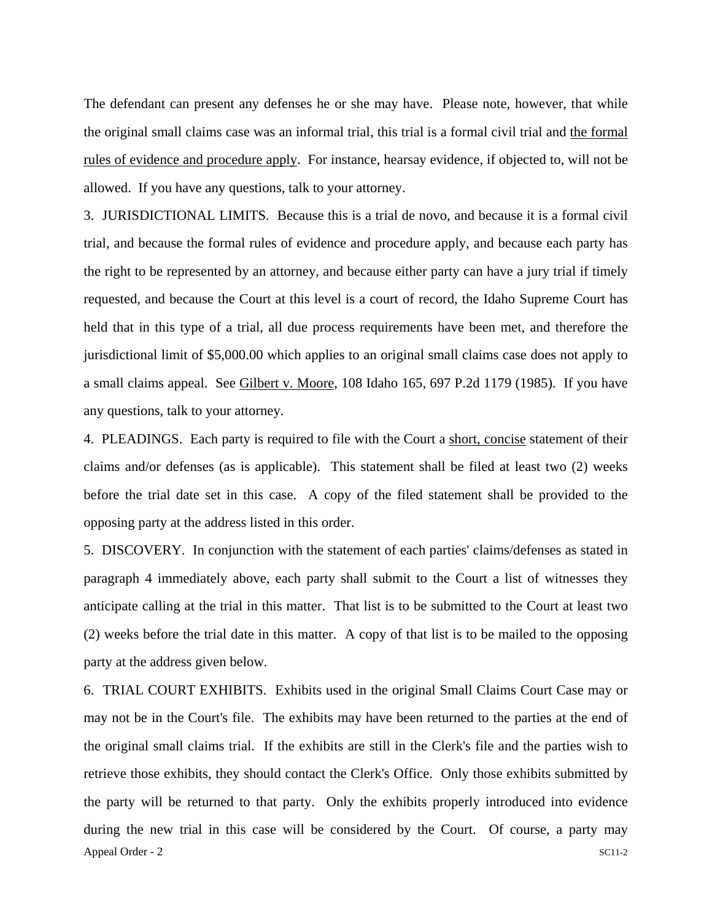The defendant can present any defenses he or she may have. Please note, however, that while the original small claims case was an informal trial, this trial is a formal civil trial and the formal rules of evidence and procedure apply. For instance, hearsay evidence, if objected to, will not be allowed. If you have any questions, talk to your attorney.

3. JURISDICTIONAL LIMITS. Because this is a trial de novo, and because it is a formal civil trial, and because the formal rules of evidence and procedure apply, and because each party has the right to be represented by an attorney, and because either party can have a jury trial if timely requested, and because the Court at this level is a court of record, the Idaho Supreme Court has held that in this type of a trial, all due process requirements have been met, and therefore the jurisdictional limit of $5,000.00 which applies to an original small claims case does not apply to a small claims appeal. See Gilbert v. Moore, 108 Idaho 165, 697 P.2d 1179 (1985). If you have any questions, talk to your attorney.

4. PLEADINGS. Each party is required to file with the Court a short, concise statement of their claims and/or defenses (as is applicable). This statement shall be filed at least two (2) weeks before the trial date set in this case. A copy of the filed statement shall be provided to the opposing party at the address listed in this order.

5. DISCOVERY. In conjunction with the statement of each parties' claims/defenses as stated in paragraph 4 immediately above, each party shall submit to the Court a list of witnesses they anticipate calling at the trial in this matter. That list is to be submitted to the Court at least two (2) weeks before the trial date in this matter. A copy of that list is to be mailed to the opposing party at the address given below.

6. TRIAL COURT EXHIBITS. Exhibits used in the original Small Claims Court Case may or may not be in the Court's file. The exhibits may have been returned to the parties at the end of the original small claims trial. If the exhibits are still in the Clerk's file and the parties wish to retrieve those exhibits, they should contact the Clerk's Office. Only those exhibits submitted by the party will be returned to that party. Only the exhibits properly introduced into evidence during the new trial in this case will be considered by the Court. Of course, a party may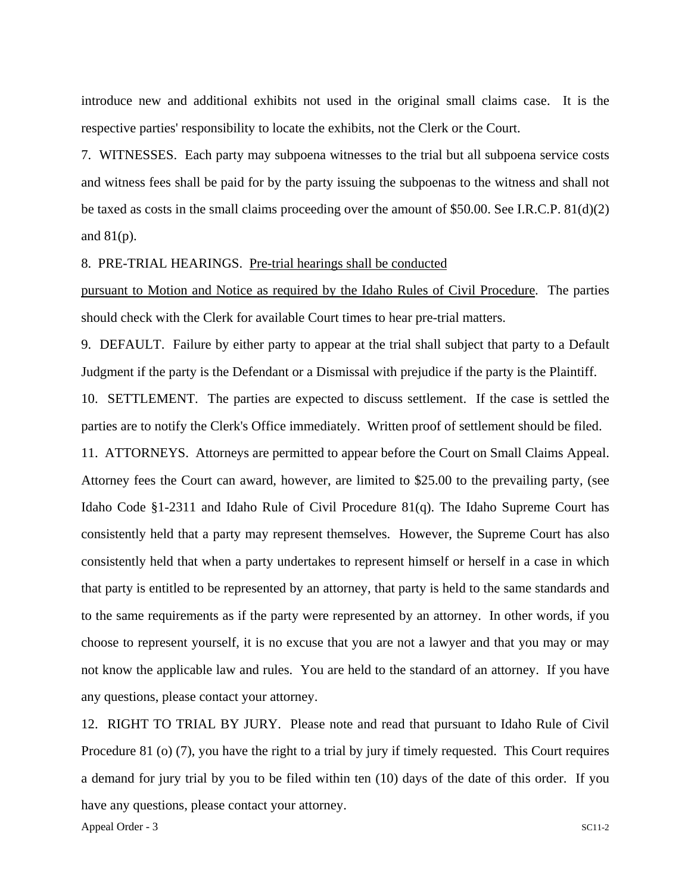introduce new and additional exhibits not used in the original small claims case. It is the respective parties' responsibility to locate the exhibits, not the Clerk or the Court.

7. WITNESSES. Each party may subpoena witnesses to the trial but all subpoena service costs and witness fees shall be paid for by the party issuing the subpoenas to the witness and shall not be taxed as costs in the small claims proceeding over the amount of $50.00. See I.R.C.P. 81(d)(2) and 81(p).

8. PRE-TRIAL HEARINGS. <u>Pre-trial hearings shall be conducted pursuant to Motion and Notice as required by the Idaho Rules of Civil Procedure</u>. The parties should check with the Clerk for available Court times to hear pre-trial matters.

9. DEFAULT. Failure by either party to appear at the trial shall subject that party to a Default Judgment if the party is the Defendant or a Dismissal with prejudice if the party is the Plaintiff.

10. SETTLEMENT. The parties are expected to discuss settlement. If the case is settled the parties are to notify the Clerk's Office immediately. Written proof of settlement should be filed.

11. ATTORNEYS. Attorneys are permitted to appear before the Court on Small Claims Appeal. Attorney fees the Court can award, however, are limited to $25.00 to the prevailing party, (see Idaho Code §1-2311 and Idaho Rule of Civil Procedure 81(q). The Idaho Supreme Court has consistently held that a party may represent themselves. However, the Supreme Court has also consistently held that when a party undertakes to represent himself or herself in a case in which that party is entitled to be represented by an attorney, that party is held to the same standards and to the same requirements as if the party were represented by an attorney. In other words, if you choose to represent yourself, it is no excuse that you are not a lawyer and that you may or may not know the applicable law and rules. You are held to the standard of an attorney. If you have any questions, please contact your attorney.

12. RIGHT TO TRIAL BY JURY. Please note and read that pursuant to Idaho Rule of Civil Procedure 81 (o) (7), you have the right to a trial by jury if timely requested. This Court requires a demand for jury trial by you to be filed within ten (10) days of the date of this order. If you have any questions, please contact your attorney.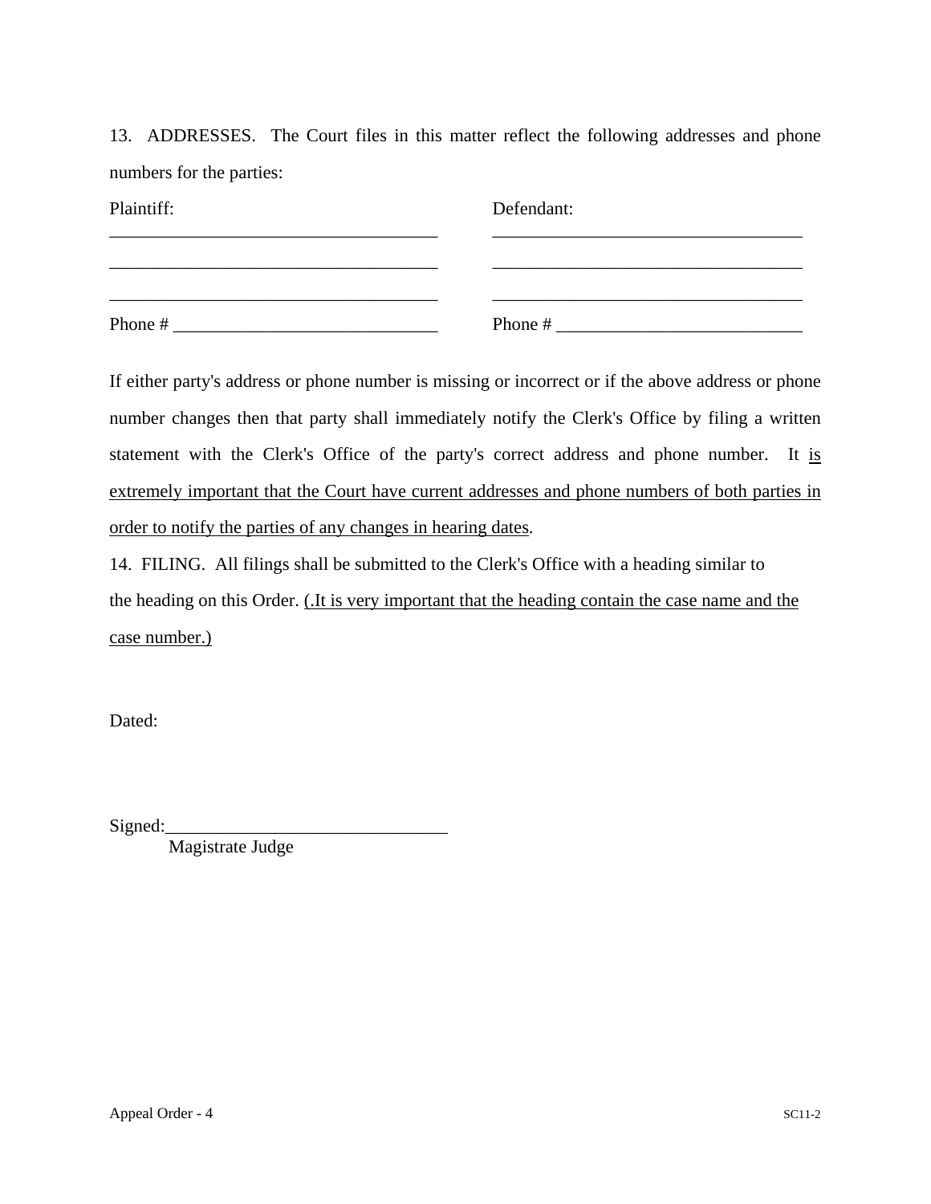13. ADDRESSES. The Court files in this matter reflect the following addresses and phone numbers for the parties:

| Plaintiff: | Defendant: |
|---|---|
| ____________________________________ | ____________________________________ |
| ____________________________________ | ____________________________________ |
| ____________________________________ | ____________________________________ |
| Phone # ____________________________ | Phone # ____________________________ |

If either party's address or phone number is missing or incorrect or if the above address or phone number changes then that party shall immediately notify the Clerk's Office by filing a written statement with the Clerk's Office of the party's correct address and phone number. It <u>is extremely important that the Court have current addresses and phone numbers of both parties in order to notify the parties of any changes in hearing dates</u>.

14. FILING. All filings shall be submitted to the Clerk's Office with a heading similar to the heading on this Order. <u>(.It is very important that the heading contain the case name and the case number.)</u>

Dated:

Signed:_______________________________
Magistrate Judge

SC11-2